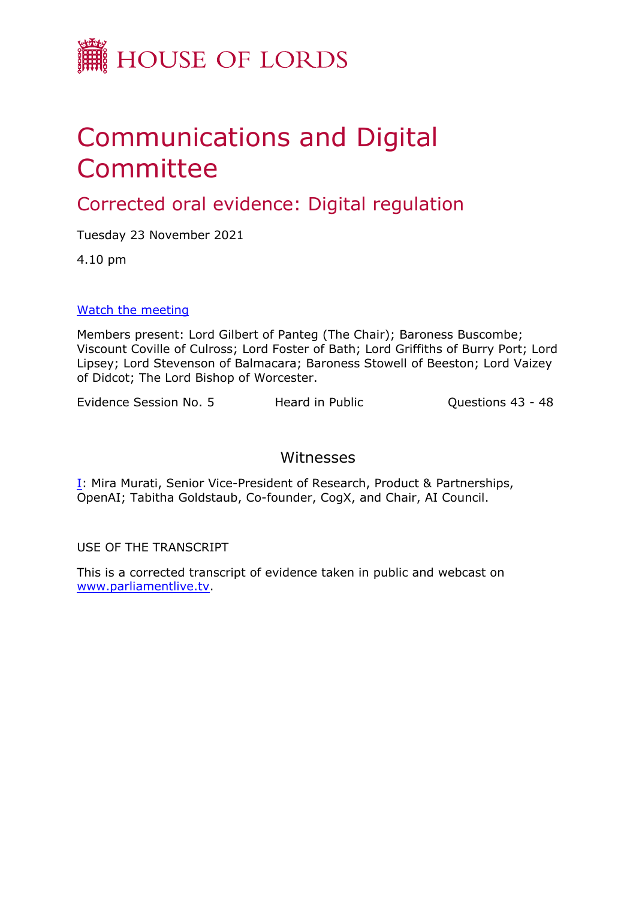# HOUSE OF LORDS

# Communications and Digital Committee

## Corrected oral evidence: Digital regulation

Tuesday 23 November 2021

4.10 pm

[Watch the meeting](#)

Members present: Lord Gilbert of Panteg (The Chair); Baroness Buscombe; Viscount Coville of Culross; Lord Foster of Bath; Lord Griffiths of Burry Port; Lord Lipsey; Lord Stevenson of Balmacara; Baroness Stowell of Beeston; Lord Vaizey of Didcot; The Lord Bishop of Worcester.

Evidence Session No. 5 | Heard in Public | Questions 43 - 48

### Witnesses

[I](#): Mira Murati, Senior Vice-President of Research, Product & Partnerships, OpenAI; Tabitha Goldstaub, Co-founder, CogX, and Chair, AI Council.

USE OF THE TRANSCRIPT

This is a corrected transcript of evidence taken in public and webcast on [www.parliamentlive.tv](www.parliamentlive.tv).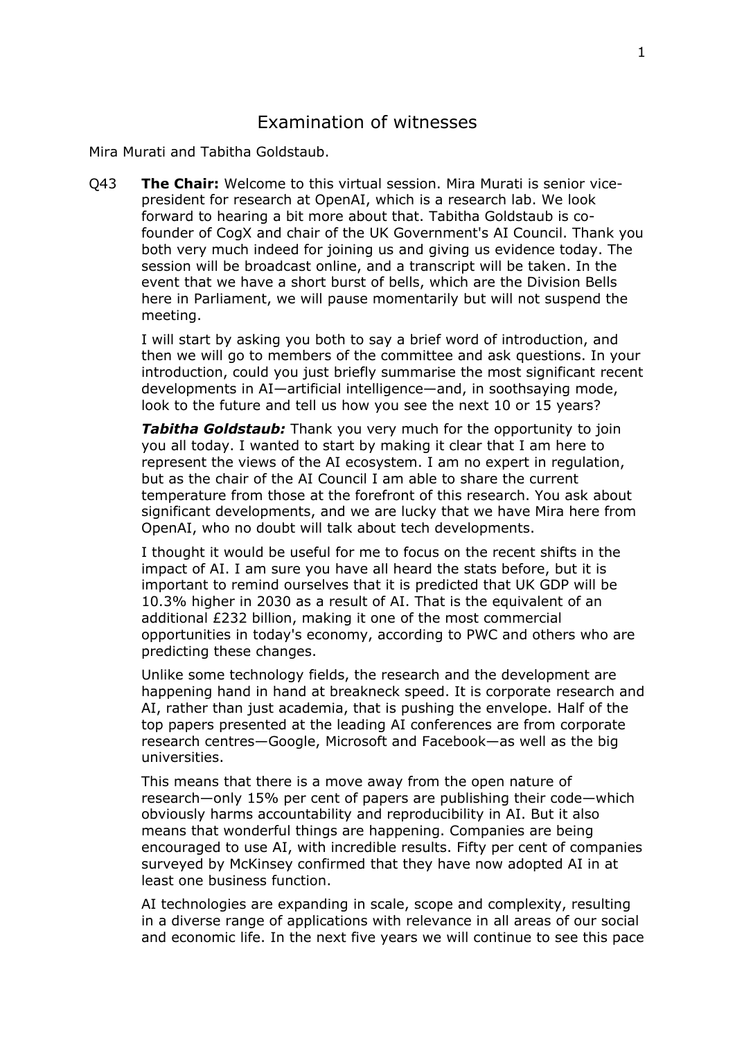# Examination of witnesses

Mira Murati and Tabitha Goldstaub.

Q43 **The Chair:** Welcome to this virtual session. Mira Murati is senior vice-president for research at OpenAI, which is a research lab. We look forward to hearing a bit more about that. Tabitha Goldstaub is co-founder of CogX and chair of the UK Government's AI Council. Thank you both very much indeed for joining us and giving us evidence today. The session will be broadcast online, and a transcript will be taken. In the event that we have a short burst of bells, which are the Division Bells here in Parliament, we will pause momentarily but will not suspend the meeting.

I will start by asking you both to say a brief word of introduction, and then we will go to members of the committee and ask questions. In your introduction, could you just briefly summarise the most significant recent developments in AI—artificial intelligence—and, in soothsaying mode, look to the future and tell us how you see the next 10 or 15 years?

***Tabitha Goldstaub:*** Thank you very much for the opportunity to join you all today. I wanted to start by making it clear that I am here to represent the views of the AI ecosystem. I am no expert in regulation, but as the chair of the AI Council I am able to share the current temperature from those at the forefront of this research. You ask about significant developments, and we are lucky that we have Mira here from OpenAI, who no doubt will talk about tech developments.

I thought it would be useful for me to focus on the recent shifts in the impact of AI. I am sure you have all heard the stats before, but it is important to remind ourselves that it is predicted that UK GDP will be 10.3% higher in 2030 as a result of AI. That is the equivalent of an additional £232 billion, making it one of the most commercial opportunities in today's economy, according to PWC and others who are predicting these changes.

Unlike some technology fields, the research and the development are happening hand in hand at breakneck speed. It is corporate research and AI, rather than just academia, that is pushing the envelope. Half of the top papers presented at the leading AI conferences are from corporate research centres—Google, Microsoft and Facebook—as well as the big universities.

This means that there is a move away from the open nature of research—only 15% per cent of papers are publishing their code—which obviously harms accountability and reproducibility in AI. But it also means that wonderful things are happening. Companies are being encouraged to use AI, with incredible results. Fifty per cent of companies surveyed by McKinsey confirmed that they have now adopted AI in at least one business function.

AI technologies are expanding in scale, scope and complexity, resulting in a diverse range of applications with relevance in all areas of our social and economic life. In the next five years we will continue to see this pace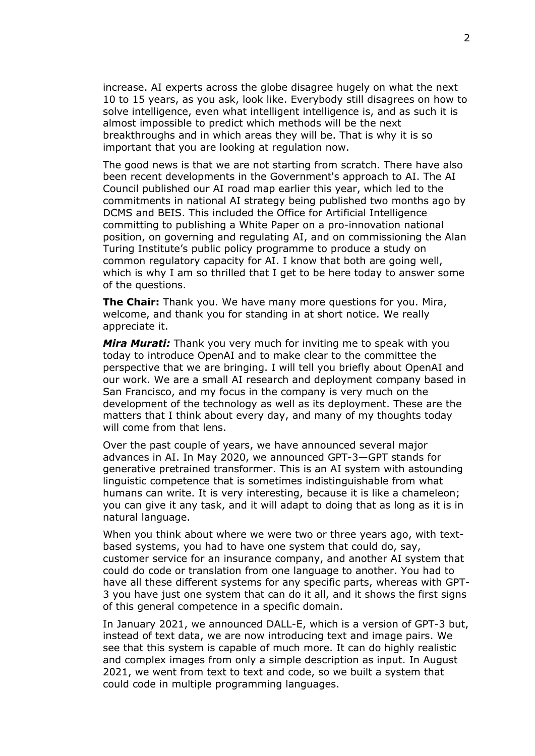increase. AI experts across the globe disagree hugely on what the next 10 to 15 years, as you ask, look like. Everybody still disagrees on how to solve intelligence, even what intelligent intelligence is, and as such it is almost impossible to predict which methods will be the next breakthroughs and in which areas they will be. That is why it is so important that you are looking at regulation now.

The good news is that we are not starting from scratch. There have also been recent developments in the Government's approach to AI. The AI Council published our AI road map earlier this year, which led to the commitments in national AI strategy being published two months ago by DCMS and BEIS. This included the Office for Artificial Intelligence committing to publishing a White Paper on a pro-innovation national position, on governing and regulating AI, and on commissioning the Alan Turing Institute's public policy programme to produce a study on common regulatory capacity for AI. I know that both are going well, which is why I am so thrilled that I get to be here today to answer some of the questions.

**The Chair:** Thank you. We have many more questions for you. Mira, welcome, and thank you for standing in at short notice. We really appreciate it.

***Mira Murati:*** Thank you very much for inviting me to speak with you today to introduce OpenAI and to make clear to the committee the perspective that we are bringing. I will tell you briefly about OpenAI and our work. We are a small AI research and deployment company based in San Francisco, and my focus in the company is very much on the development of the technology as well as its deployment. These are the matters that I think about every day, and many of my thoughts today will come from that lens.

Over the past couple of years, we have announced several major advances in AI. In May 2020, we announced GPT-3—GPT stands for generative pretrained transformer. This is an AI system with astounding linguistic competence that is sometimes indistinguishable from what humans can write. It is very interesting, because it is like a chameleon; you can give it any task, and it will adapt to doing that as long as it is in natural language.

When you think about where we were two or three years ago, with text-based systems, you had to have one system that could do, say, customer service for an insurance company, and another AI system that could do code or translation from one language to another. You had to have all these different systems for any specific parts, whereas with GPT-3 you have just one system that can do it all, and it shows the first signs of this general competence in a specific domain.

In January 2021, we announced DALL-E, which is a version of GPT-3 but, instead of text data, we are now introducing text and image pairs. We see that this system is capable of much more. It can do highly realistic and complex images from only a simple description as input. In August 2021, we went from text to text and code, so we built a system that could code in multiple programming languages.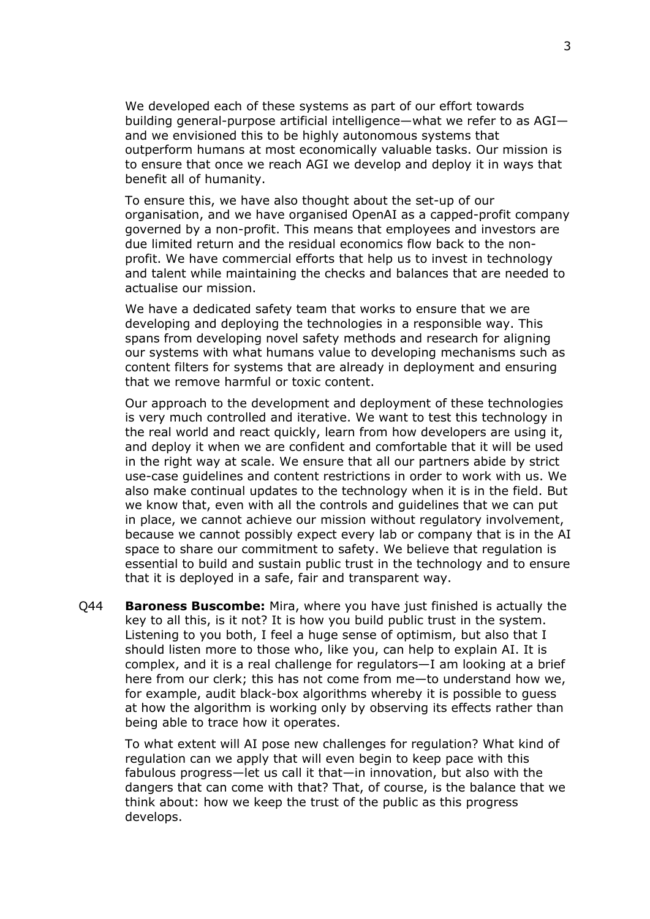We developed each of these systems as part of our effort towards building general-purpose artificial intelligence—what we refer to as AGI—and we envisioned this to be highly autonomous systems that outperform humans at most economically valuable tasks. Our mission is to ensure that once we reach AGI we develop and deploy it in ways that benefit all of humanity.

To ensure this, we have also thought about the set-up of our organisation, and we have organised OpenAI as a capped-profit company governed by a non-profit. This means that employees and investors are due limited return and the residual economics flow back to the non-profit. We have commercial efforts that help us to invest in technology and talent while maintaining the checks and balances that are needed to actualise our mission.

We have a dedicated safety team that works to ensure that we are developing and deploying the technologies in a responsible way. This spans from developing novel safety methods and research for aligning our systems with what humans value to developing mechanisms such as content filters for systems that are already in deployment and ensuring that we remove harmful or toxic content.

Our approach to the development and deployment of these technologies is very much controlled and iterative. We want to test this technology in the real world and react quickly, learn from how developers are using it, and deploy it when we are confident and comfortable that it will be used in the right way at scale. We ensure that all our partners abide by strict use-case guidelines and content restrictions in order to work with us. We also make continual updates to the technology when it is in the field. But we know that, even with all the controls and guidelines that we can put in place, we cannot achieve our mission without regulatory involvement, because we cannot possibly expect every lab or company that is in the AI space to share our commitment to safety. We believe that regulation is essential to build and sustain public trust in the technology and to ensure that it is deployed in a safe, fair and transparent way.

Q44 **Baroness Buscombe:** Mira, where you have just finished is actually the key to all this, is it not? It is how you build public trust in the system. Listening to you both, I feel a huge sense of optimism, but also that I should listen more to those who, like you, can help to explain AI. It is complex, and it is a real challenge for regulators—I am looking at a brief here from our clerk; this has not come from me—to understand how we, for example, audit black-box algorithms whereby it is possible to guess at how the algorithm is working only by observing its effects rather than being able to trace how it operates.

To what extent will AI pose new challenges for regulation? What kind of regulation can we apply that will even begin to keep pace with this fabulous progress—let us call it that—in innovation, but also with the dangers that can come with that? That, of course, is the balance that we think about: how we keep the trust of the public as this progress develops.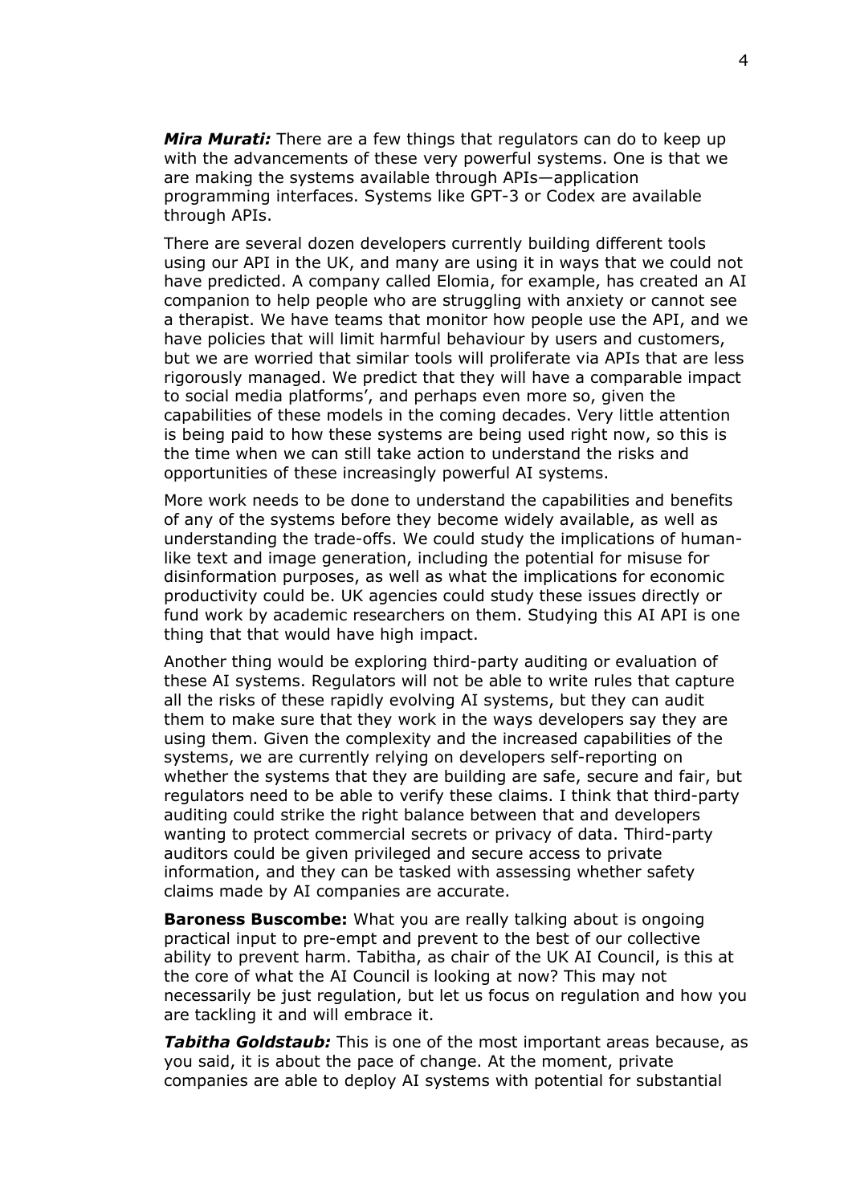***Mira Murati:*** There are a few things that regulators can do to keep up with the advancements of these very powerful systems. One is that we are making the systems available through APIs—application programming interfaces. Systems like GPT-3 or Codex are available through APIs.

There are several dozen developers currently building different tools using our API in the UK, and many are using it in ways that we could not have predicted. A company called Elomia, for example, has created an AI companion to help people who are struggling with anxiety or cannot see a therapist. We have teams that monitor how people use the API, and we have policies that will limit harmful behaviour by users and customers, but we are worried that similar tools will proliferate via APIs that are less rigorously managed. We predict that they will have a comparable impact to social media platforms', and perhaps even more so, given the capabilities of these models in the coming decades. Very little attention is being paid to how these systems are being used right now, so this is the time when we can still take action to understand the risks and opportunities of these increasingly powerful AI systems.

More work needs to be done to understand the capabilities and benefits of any of the systems before they become widely available, as well as understanding the trade-offs. We could study the implications of human-like text and image generation, including the potential for misuse for disinformation purposes, as well as what the implications for economic productivity could be. UK agencies could study these issues directly or fund work by academic researchers on them. Studying this AI API is one thing that that would have high impact.

Another thing would be exploring third-party auditing or evaluation of these AI systems. Regulators will not be able to write rules that capture all the risks of these rapidly evolving AI systems, but they can audit them to make sure that they work in the ways developers say they are using them. Given the complexity and the increased capabilities of the systems, we are currently relying on developers self-reporting on whether the systems that they are building are safe, secure and fair, but regulators need to be able to verify these claims. I think that third-party auditing could strike the right balance between that and developers wanting to protect commercial secrets or privacy of data. Third-party auditors could be given privileged and secure access to private information, and they can be tasked with assessing whether safety claims made by AI companies are accurate.

**Baroness Buscombe:** What you are really talking about is ongoing practical input to pre-empt and prevent to the best of our collective ability to prevent harm. Tabitha, as chair of the UK AI Council, is this at the core of what the AI Council is looking at now? This may not necessarily be just regulation, but let us focus on regulation and how you are tackling it and will embrace it.

***Tabitha Goldstaub:*** This is one of the most important areas because, as you said, it is about the pace of change. At the moment, private companies are able to deploy AI systems with potential for substantial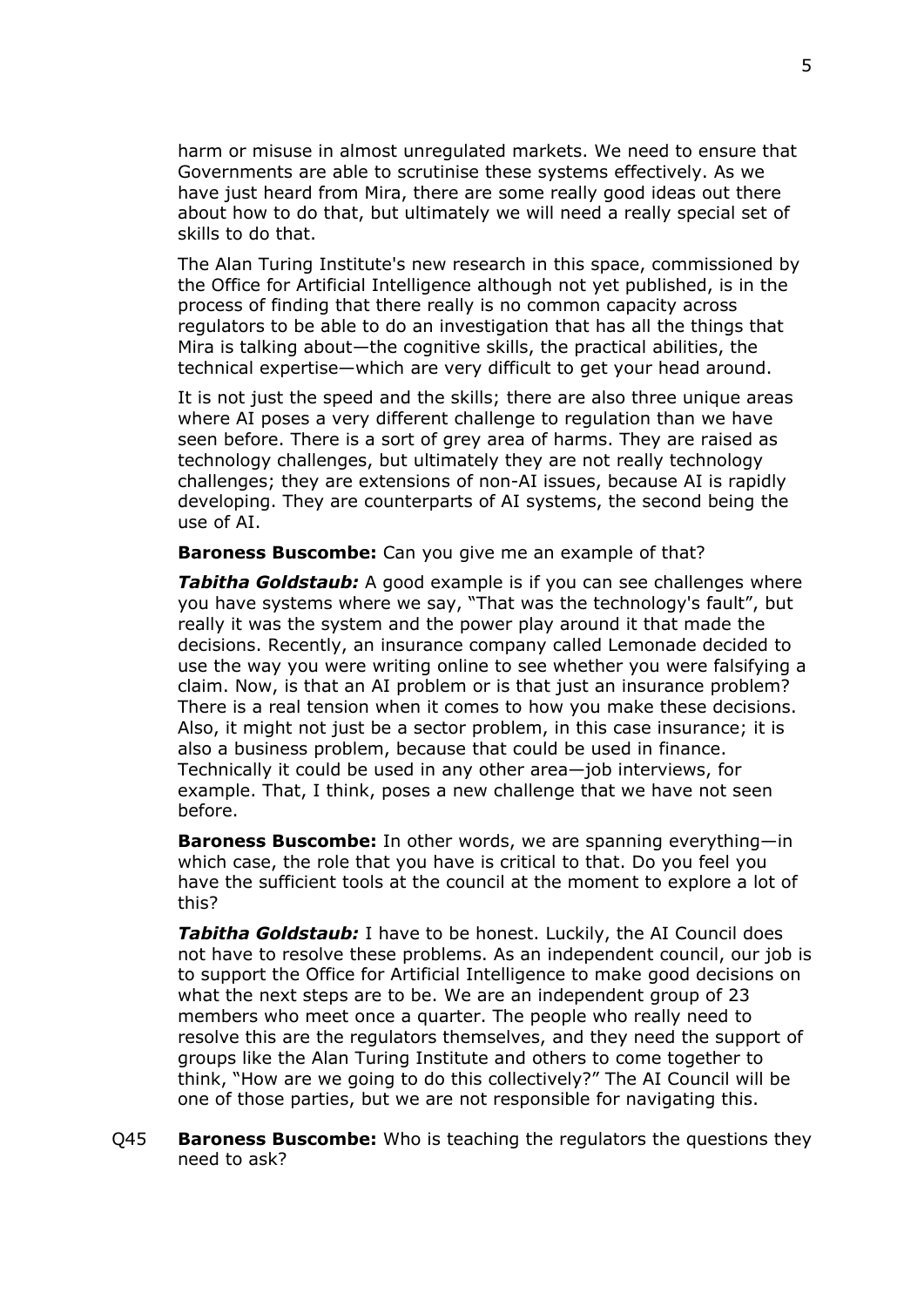harm or misuse in almost unregulated markets. We need to ensure that Governments are able to scrutinise these systems effectively. As we have just heard from Mira, there are some really good ideas out there about how to do that, but ultimately we will need a really special set of skills to do that.

The Alan Turing Institute's new research in this space, commissioned by the Office for Artificial Intelligence although not yet published, is in the process of finding that there really is no common capacity across regulators to be able to do an investigation that has all the things that Mira is talking about—the cognitive skills, the practical abilities, the technical expertise—which are very difficult to get your head around.

It is not just the speed and the skills; there are also three unique areas where AI poses a very different challenge to regulation than we have seen before. There is a sort of grey area of harms. They are raised as technology challenges, but ultimately they are not really technology challenges; they are extensions of non-AI issues, because AI is rapidly developing. They are counterparts of AI systems, the second being the use of AI.

**Baroness Buscombe:** Can you give me an example of that?

***Tabitha Goldstaub:*** A good example is if you can see challenges where you have systems where we say, "That was the technology's fault", but really it was the system and the power play around it that made the decisions. Recently, an insurance company called Lemonade decided to use the way you were writing online to see whether you were falsifying a claim. Now, is that an AI problem or is that just an insurance problem? There is a real tension when it comes to how you make these decisions. Also, it might not just be a sector problem, in this case insurance; it is also a business problem, because that could be used in finance. Technically it could be used in any other area—job interviews, for example. That, I think, poses a new challenge that we have not seen before.

**Baroness Buscombe:** In other words, we are spanning everything—in which case, the role that you have is critical to that. Do you feel you have the sufficient tools at the council at the moment to explore a lot of this?

***Tabitha Goldstaub:*** I have to be honest. Luckily, the AI Council does not have to resolve these problems. As an independent council, our job is to support the Office for Artificial Intelligence to make good decisions on what the next steps are to be. We are an independent group of 23 members who meet once a quarter. The people who really need to resolve this are the regulators themselves, and they need the support of groups like the Alan Turing Institute and others to come together to think, "How are we going to do this collectively?" The AI Council will be one of those parties, but we are not responsible for navigating this.

Q45 **Baroness Buscombe:** Who is teaching the regulators the questions they need to ask?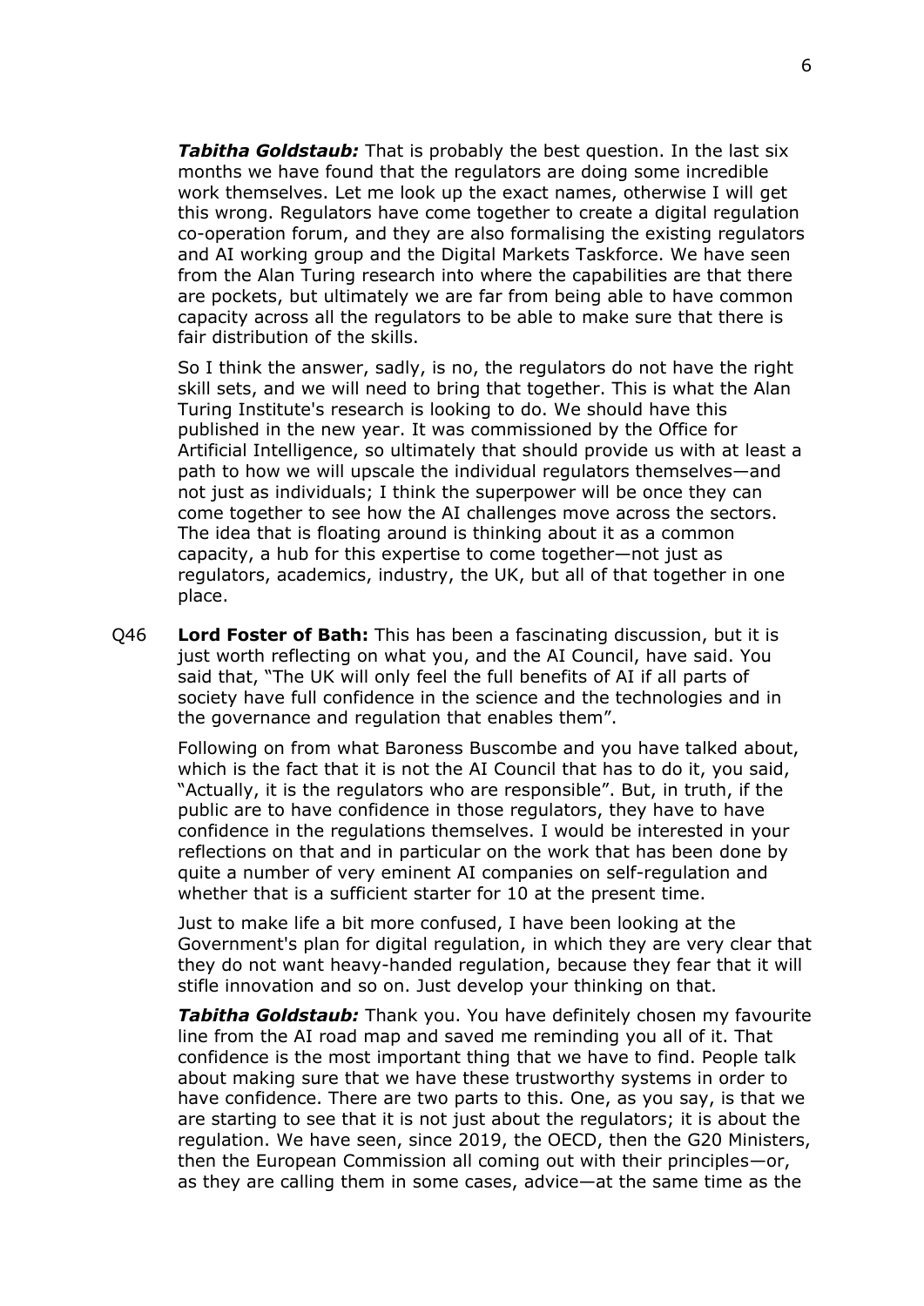***Tabitha Goldstaub:*** That is probably the best question. In the last six months we have found that the regulators are doing some incredible work themselves. Let me look up the exact names, otherwise I will get this wrong. Regulators have come together to create a digital regulation co-operation forum, and they are also formalising the existing regulators and AI working group and the Digital Markets Taskforce. We have seen from the Alan Turing research into where the capabilities are that there are pockets, but ultimately we are far from being able to have common capacity across all the regulators to be able to make sure that there is fair distribution of the skills.

So I think the answer, sadly, is no, the regulators do not have the right skill sets, and we will need to bring that together. This is what the Alan Turing Institute's research is looking to do. We should have this published in the new year. It was commissioned by the Office for Artificial Intelligence, so ultimately that should provide us with at least a path to how we will upscale the individual regulators themselves—and not just as individuals; I think the superpower will be once they can come together to see how the AI challenges move across the sectors. The idea that is floating around is thinking about it as a common capacity, a hub for this expertise to come together—not just as regulators, academics, industry, the UK, but all of that together in one place.

Q46 **Lord Foster of Bath:** This has been a fascinating discussion, but it is just worth reflecting on what you, and the AI Council, have said. You said that, "The UK will only feel the full benefits of AI if all parts of society have full confidence in the science and the technologies and in the governance and regulation that enables them".

Following on from what Baroness Buscombe and you have talked about, which is the fact that it is not the AI Council that has to do it, you said, "Actually, it is the regulators who are responsible". But, in truth, if the public are to have confidence in those regulators, they have to have confidence in the regulations themselves. I would be interested in your reflections on that and in particular on the work that has been done by quite a number of very eminent AI companies on self-regulation and whether that is a sufficient starter for 10 at the present time.

Just to make life a bit more confused, I have been looking at the Government's plan for digital regulation, in which they are very clear that they do not want heavy-handed regulation, because they fear that it will stifle innovation and so on. Just develop your thinking on that.

***Tabitha Goldstaub:*** Thank you. You have definitely chosen my favourite line from the AI road map and saved me reminding you all of it. That confidence is the most important thing that we have to find. People talk about making sure that we have these trustworthy systems in order to have confidence. There are two parts to this. One, as you say, is that we are starting to see that it is not just about the regulators; it is about the regulation. We have seen, since 2019, the OECD, then the G20 Ministers, then the European Commission all coming out with their principles—or, as they are calling them in some cases, advice—at the same time as the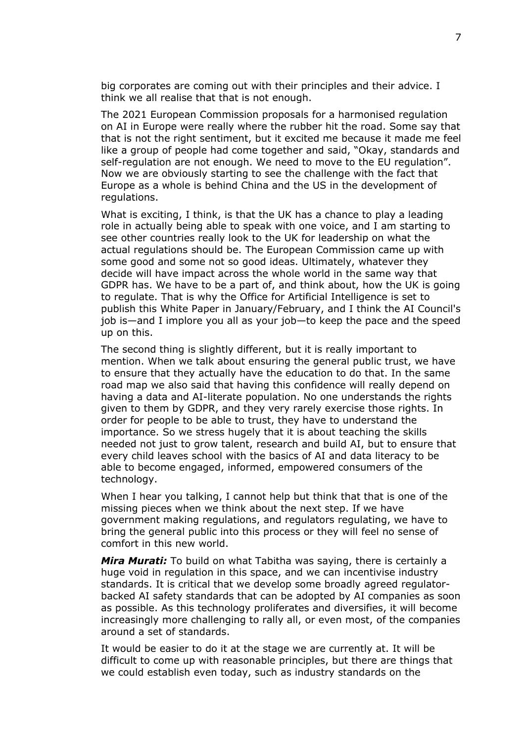big corporates are coming out with their principles and their advice. I think we all realise that that is not enough.

The 2021 European Commission proposals for a harmonised regulation on AI in Europe were really where the rubber hit the road. Some say that that is not the right sentiment, but it excited me because it made me feel like a group of people had come together and said, "Okay, standards and self-regulation are not enough. We need to move to the EU regulation". Now we are obviously starting to see the challenge with the fact that Europe as a whole is behind China and the US in the development of regulations.

What is exciting, I think, is that the UK has a chance to play a leading role in actually being able to speak with one voice, and I am starting to see other countries really look to the UK for leadership on what the actual regulations should be. The European Commission came up with some good and some not so good ideas. Ultimately, whatever they decide will have impact across the whole world in the same way that GDPR has. We have to be a part of, and think about, how the UK is going to regulate. That is why the Office for Artificial Intelligence is set to publish this White Paper in January/February, and I think the AI Council's job is—and I implore you all as your job—to keep the pace and the speed up on this.

The second thing is slightly different, but it is really important to mention. When we talk about ensuring the general public trust, we have to ensure that they actually have the education to do that. In the same road map we also said that having this confidence will really depend on having a data and AI-literate population. No one understands the rights given to them by GDPR, and they very rarely exercise those rights. In order for people to be able to trust, they have to understand the importance. So we stress hugely that it is about teaching the skills needed not just to grow talent, research and build AI, but to ensure that every child leaves school with the basics of AI and data literacy to be able to become engaged, informed, empowered consumers of the technology.

When I hear you talking, I cannot help but think that that is one of the missing pieces when we think about the next step. If we have government making regulations, and regulators regulating, we have to bring the general public into this process or they will feel no sense of comfort in this new world.

***Mira Murati:*** To build on what Tabitha was saying, there is certainly a huge void in regulation in this space, and we can incentivise industry standards. It is critical that we develop some broadly agreed regulator-backed AI safety standards that can be adopted by AI companies as soon as possible. As this technology proliferates and diversifies, it will become increasingly more challenging to rally all, or even most, of the companies around a set of standards.

It would be easier to do it at the stage we are currently at. It will be difficult to come up with reasonable principles, but there are things that we could establish even today, such as industry standards on the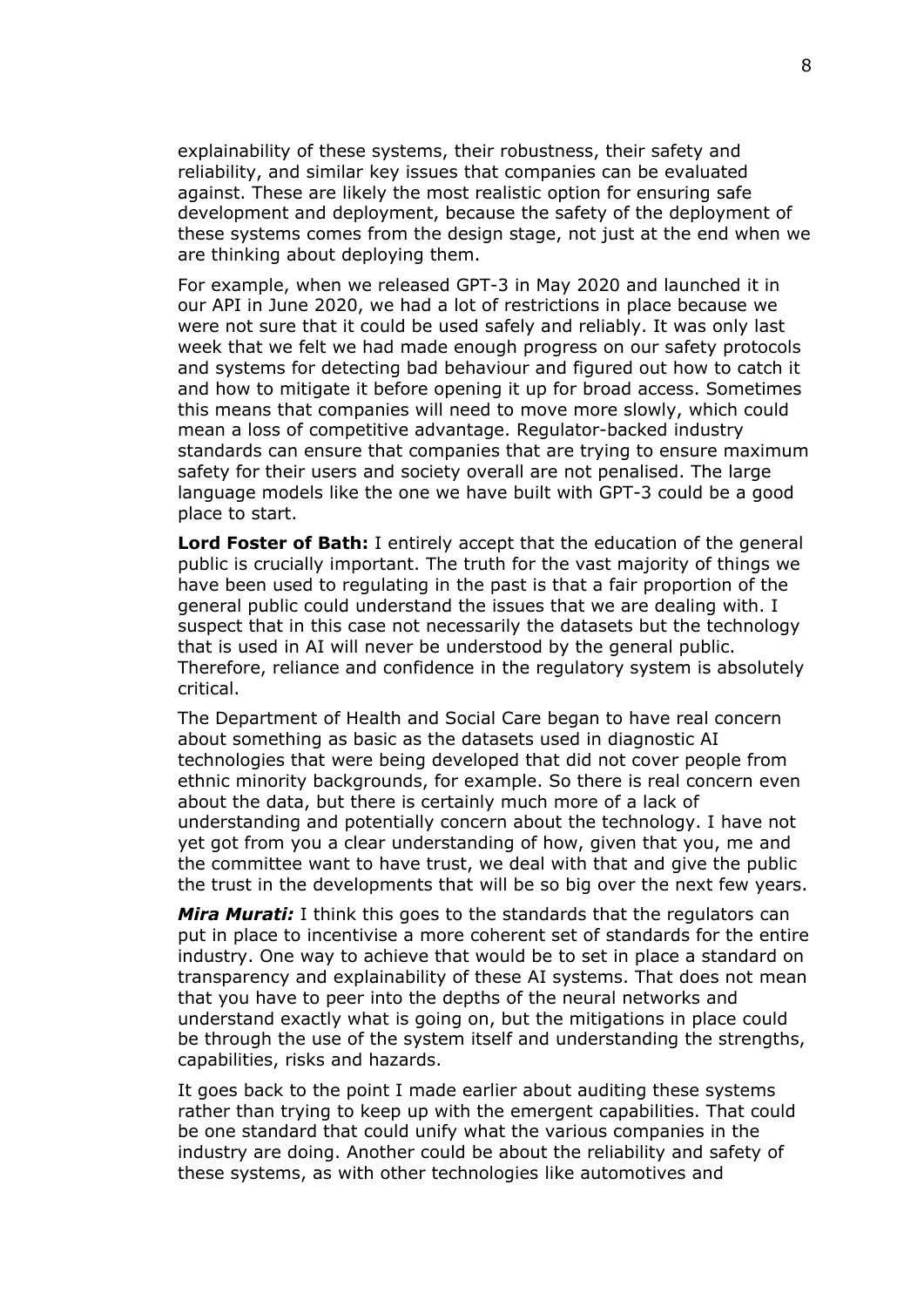explainability of these systems, their robustness, their safety and reliability, and similar key issues that companies can be evaluated against. These are likely the most realistic option for ensuring safe development and deployment, because the safety of the deployment of these systems comes from the design stage, not just at the end when we are thinking about deploying them.

For example, when we released GPT-3 in May 2020 and launched it in our API in June 2020, we had a lot of restrictions in place because we were not sure that it could be used safely and reliably. It was only last week that we felt we had made enough progress on our safety protocols and systems for detecting bad behaviour and figured out how to catch it and how to mitigate it before opening it up for broad access. Sometimes this means that companies will need to move more slowly, which could mean a loss of competitive advantage. Regulator-backed industry standards can ensure that companies that are trying to ensure maximum safety for their users and society overall are not penalised. The large language models like the one we have built with GPT-3 could be a good place to start.

**Lord Foster of Bath:** I entirely accept that the education of the general public is crucially important. The truth for the vast majority of things we have been used to regulating in the past is that a fair proportion of the general public could understand the issues that we are dealing with. I suspect that in this case not necessarily the datasets but the technology that is used in AI will never be understood by the general public. Therefore, reliance and confidence in the regulatory system is absolutely critical.

The Department of Health and Social Care began to have real concern about something as basic as the datasets used in diagnostic AI technologies that were being developed that did not cover people from ethnic minority backgrounds, for example. So there is real concern even about the data, but there is certainly much more of a lack of understanding and potentially concern about the technology. I have not yet got from you a clear understanding of how, given that you, me and the committee want to have trust, we deal with that and give the public the trust in the developments that will be so big over the next few years.

***Mira Murati:*** I think this goes to the standards that the regulators can put in place to incentivise a more coherent set of standards for the entire industry. One way to achieve that would be to set in place a standard on transparency and explainability of these AI systems. That does not mean that you have to peer into the depths of the neural networks and understand exactly what is going on, but the mitigations in place could be through the use of the system itself and understanding the strengths, capabilities, risks and hazards.

It goes back to the point I made earlier about auditing these systems rather than trying to keep up with the emergent capabilities. That could be one standard that could unify what the various companies in the industry are doing. Another could be about the reliability and safety of these systems, as with other technologies like automotives and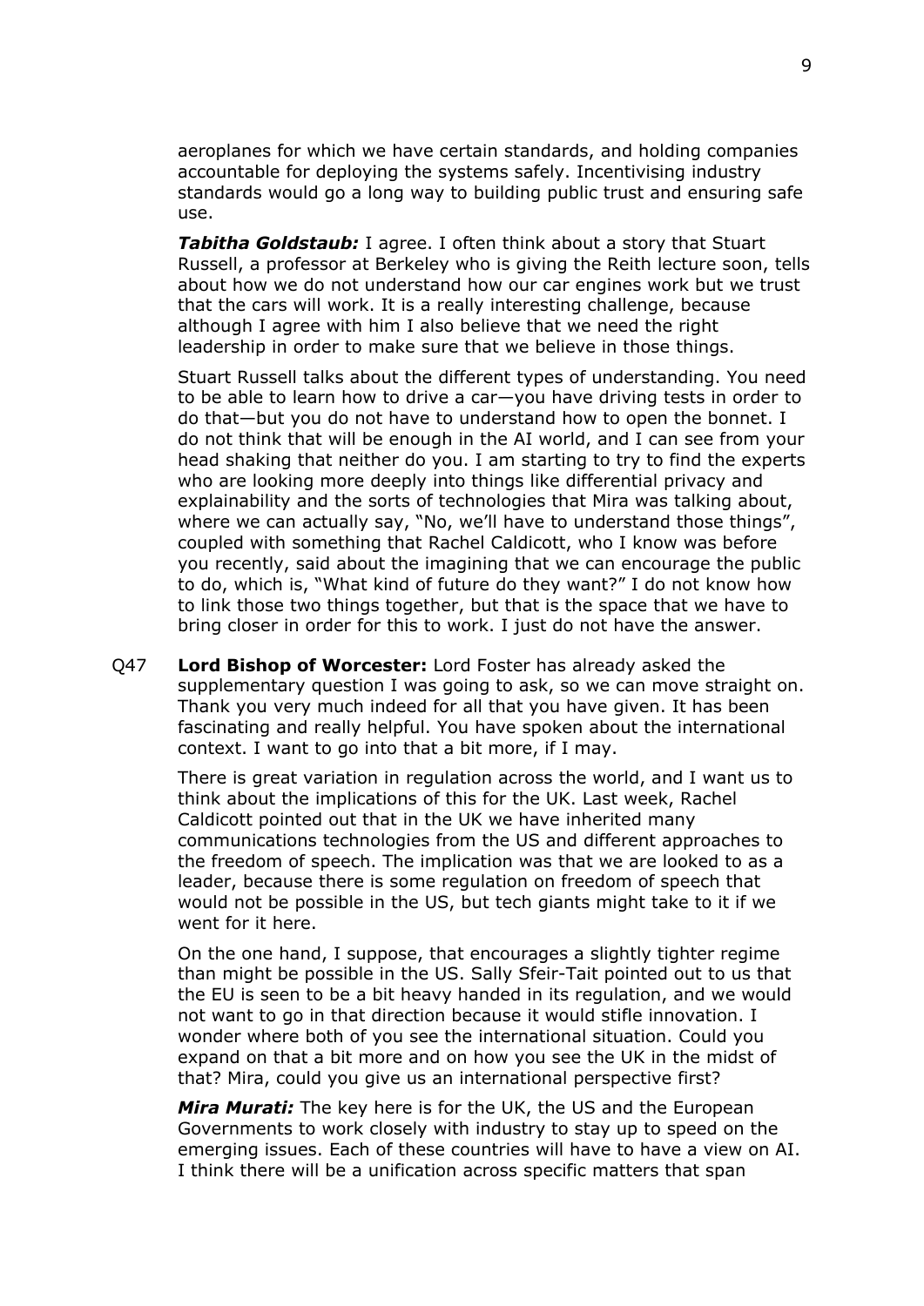aeroplanes for which we have certain standards, and holding companies accountable for deploying the systems safely. Incentivising industry standards would go a long way to building public trust and ensuring safe use.

***Tabitha Goldstaub:*** I agree. I often think about a story that Stuart Russell, a professor at Berkeley who is giving the Reith lecture soon, tells about how we do not understand how our car engines work but we trust that the cars will work. It is a really interesting challenge, because although I agree with him I also believe that we need the right leadership in order to make sure that we believe in those things.

Stuart Russell talks about the different types of understanding. You need to be able to learn how to drive a car—you have driving tests in order to do that—but you do not have to understand how to open the bonnet. I do not think that will be enough in the AI world, and I can see from your head shaking that neither do you. I am starting to try to find the experts who are looking more deeply into things like differential privacy and explainability and the sorts of technologies that Mira was talking about, where we can actually say, "No, we'll have to understand those things", coupled with something that Rachel Caldicott, who I know was before you recently, said about the imagining that we can encourage the public to do, which is, "What kind of future do they want?" I do not know how to link those two things together, but that is the space that we have to bring closer in order for this to work. I just do not have the answer.

Q47 **Lord Bishop of Worcester:** Lord Foster has already asked the supplementary question I was going to ask, so we can move straight on. Thank you very much indeed for all that you have given. It has been fascinating and really helpful. You have spoken about the international context. I want to go into that a bit more, if I may.

There is great variation in regulation across the world, and I want us to think about the implications of this for the UK. Last week, Rachel Caldicott pointed out that in the UK we have inherited many communications technologies from the US and different approaches to the freedom of speech. The implication was that we are looked to as a leader, because there is some regulation on freedom of speech that would not be possible in the US, but tech giants might take to it if we went for it here.

On the one hand, I suppose, that encourages a slightly tighter regime than might be possible in the US. Sally Sfeir-Tait pointed out to us that the EU is seen to be a bit heavy handed in its regulation, and we would not want to go in that direction because it would stifle innovation. I wonder where both of you see the international situation. Could you expand on that a bit more and on how you see the UK in the midst of that? Mira, could you give us an international perspective first?

***Mira Murati:*** The key here is for the UK, the US and the European Governments to work closely with industry to stay up to speed on the emerging issues. Each of these countries will have to have a view on AI. I think there will be a unification across specific matters that span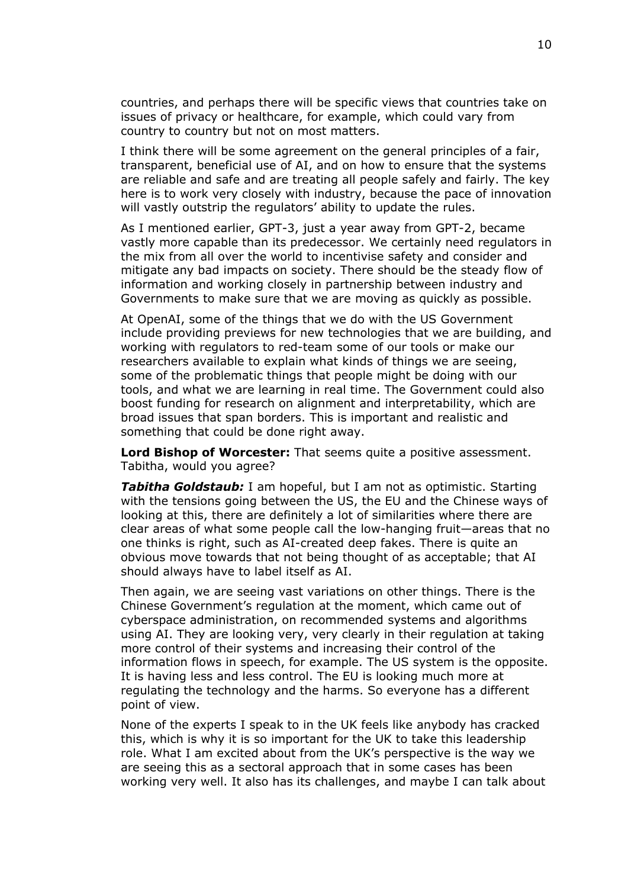countries, and perhaps there will be specific views that countries take on issues of privacy or healthcare, for example, which could vary from country to country but not on most matters.

I think there will be some agreement on the general principles of a fair, transparent, beneficial use of AI, and on how to ensure that the systems are reliable and safe and are treating all people safely and fairly. The key here is to work very closely with industry, because the pace of innovation will vastly outstrip the regulators' ability to update the rules.

As I mentioned earlier, GPT-3, just a year away from GPT-2, became vastly more capable than its predecessor. We certainly need regulators in the mix from all over the world to incentivise safety and consider and mitigate any bad impacts on society. There should be the steady flow of information and working closely in partnership between industry and Governments to make sure that we are moving as quickly as possible.

At OpenAI, some of the things that we do with the US Government include providing previews for new technologies that we are building, and working with regulators to red-team some of our tools or make our researchers available to explain what kinds of things we are seeing, some of the problematic things that people might be doing with our tools, and what we are learning in real time. The Government could also boost funding for research on alignment and interpretability, which are broad issues that span borders. This is important and realistic and something that could be done right away.

**Lord Bishop of Worcester:** That seems quite a positive assessment. Tabitha, would you agree?

***Tabitha Goldstaub:*** I am hopeful, but I am not as optimistic. Starting with the tensions going between the US, the EU and the Chinese ways of looking at this, there are definitely a lot of similarities where there are clear areas of what some people call the low-hanging fruit—areas that no one thinks is right, such as AI-created deep fakes. There is quite an obvious move towards that not being thought of as acceptable; that AI should always have to label itself as AI.

Then again, we are seeing vast variations on other things. There is the Chinese Government's regulation at the moment, which came out of cyberspace administration, on recommended systems and algorithms using AI. They are looking very, very clearly in their regulation at taking more control of their systems and increasing their control of the information flows in speech, for example. The US system is the opposite. It is having less and less control. The EU is looking much more at regulating the technology and the harms. So everyone has a different point of view.

None of the experts I speak to in the UK feels like anybody has cracked this, which is why it is so important for the UK to take this leadership role. What I am excited about from the UK's perspective is the way we are seeing this as a sectoral approach that in some cases has been working very well. It also has its challenges, and maybe I can talk about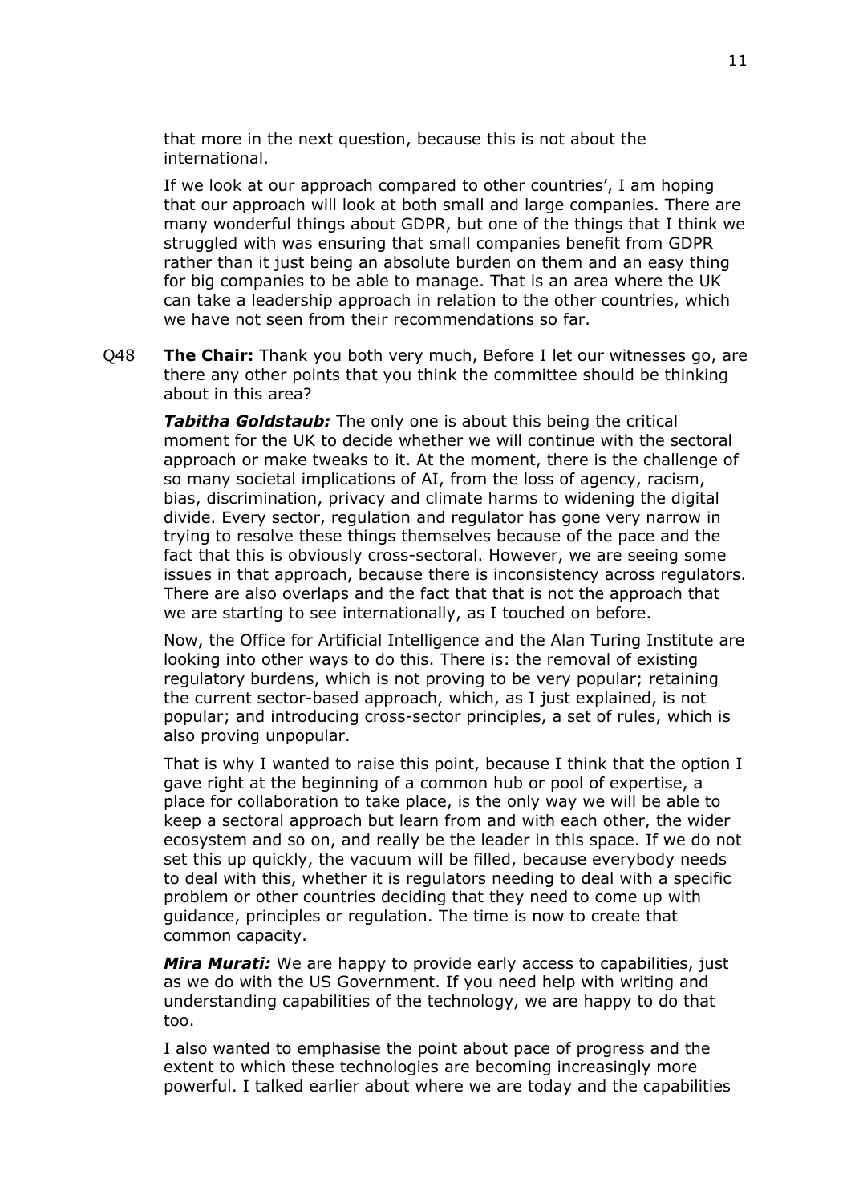that more in the next question, because this is not about the international.

If we look at our approach compared to other countries', I am hoping that our approach will look at both small and large companies. There are many wonderful things about GDPR, but one of the things that I think we struggled with was ensuring that small companies benefit from GDPR rather than it just being an absolute burden on them and an easy thing for big companies to be able to manage. That is an area where the UK can take a leadership approach in relation to the other countries, which we have not seen from their recommendations so far.

Q48 **The Chair:** Thank you both very much, Before I let our witnesses go, are there any other points that you think the committee should be thinking about in this area?

***Tabitha Goldstaub:*** The only one is about this being the critical moment for the UK to decide whether we will continue with the sectoral approach or make tweaks to it. At the moment, there is the challenge of so many societal implications of AI, from the loss of agency, racism, bias, discrimination, privacy and climate harms to widening the digital divide. Every sector, regulation and regulator has gone very narrow in trying to resolve these things themselves because of the pace and the fact that this is obviously cross-sectoral. However, we are seeing some issues in that approach, because there is inconsistency across regulators. There are also overlaps and the fact that that is not the approach that we are starting to see internationally, as I touched on before.

Now, the Office for Artificial Intelligence and the Alan Turing Institute are looking into other ways to do this. There is: the removal of existing regulatory burdens, which is not proving to be very popular; retaining the current sector-based approach, which, as I just explained, is not popular; and introducing cross-sector principles, a set of rules, which is also proving unpopular.

That is why I wanted to raise this point, because I think that the option I gave right at the beginning of a common hub or pool of expertise, a place for collaboration to take place, is the only way we will be able to keep a sectoral approach but learn from and with each other, the wider ecosystem and so on, and really be the leader in this space. If we do not set this up quickly, the vacuum will be filled, because everybody needs to deal with this, whether it is regulators needing to deal with a specific problem or other countries deciding that they need to come up with guidance, principles or regulation. The time is now to create that common capacity.

***Mira Murati:*** We are happy to provide early access to capabilities, just as we do with the US Government. If you need help with writing and understanding capabilities of the technology, we are happy to do that too.

I also wanted to emphasise the point about pace of progress and the extent to which these technologies are becoming increasingly more powerful. I talked earlier about where we are today and the capabilities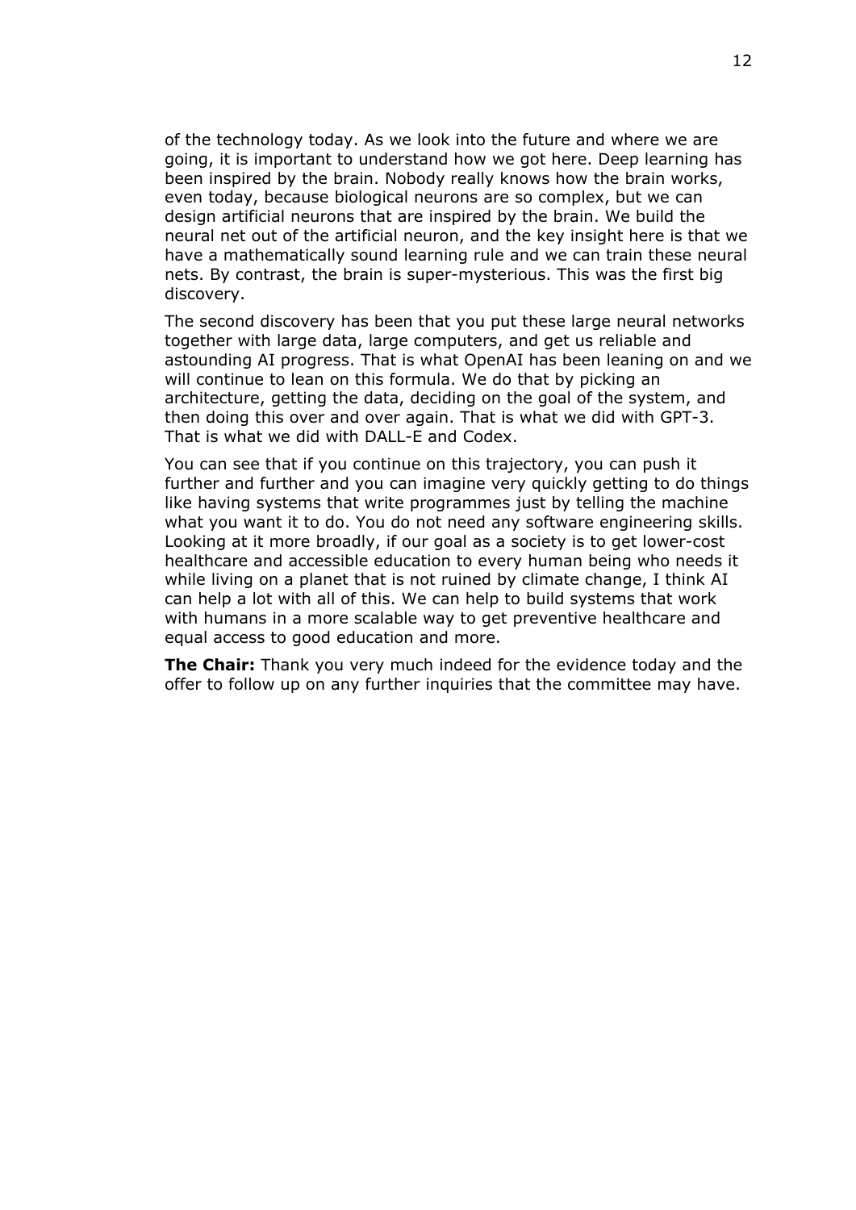of the technology today. As we look into the future and where we are going, it is important to understand how we got here. Deep learning has been inspired by the brain. Nobody really knows how the brain works, even today, because biological neurons are so complex, but we can design artificial neurons that are inspired by the brain. We build the neural net out of the artificial neuron, and the key insight here is that we have a mathematically sound learning rule and we can train these neural nets. By contrast, the brain is super-mysterious. This was the first big discovery.

The second discovery has been that you put these large neural networks together with large data, large computers, and get us reliable and astounding AI progress. That is what OpenAI has been leaning on and we will continue to lean on this formula. We do that by picking an architecture, getting the data, deciding on the goal of the system, and then doing this over and over again. That is what we did with GPT-3. That is what we did with DALL-E and Codex.

You can see that if you continue on this trajectory, you can push it further and further and you can imagine very quickly getting to do things like having systems that write programmes just by telling the machine what you want it to do. You do not need any software engineering skills. Looking at it more broadly, if our goal as a society is to get lower-cost healthcare and accessible education to every human being who needs it while living on a planet that is not ruined by climate change, I think AI can help a lot with all of this. We can help to build systems that work with humans in a more scalable way to get preventive healthcare and equal access to good education and more.

**The Chair:** Thank you very much indeed for the evidence today and the offer to follow up on any further inquiries that the committee may have.